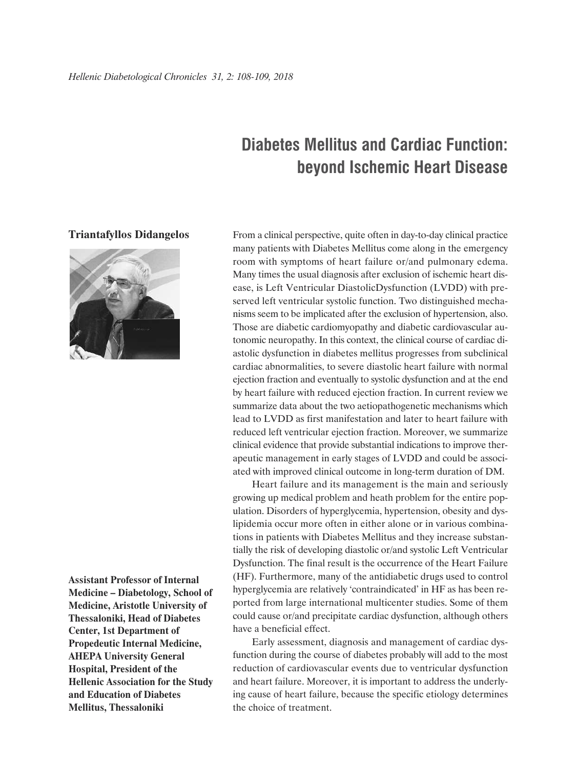# Diabetes Mellitus and Cardiac Function: beyond Ischemic Heart Disease

**Triantafyllos Didangelos**

**Assistant Professor of Internal Medicine – Diabetology, School of Medicine, Aristotle University of Thessaloniki, Head of Diabetes Center, 1st Department of Propedeutic Internal Medicine, AHEPA University General Hospital, President of the Hellenic Association for the Study and Education of Diabetes Mellitus, Thessaloniki**

From a clinical perspective, quite often in day-to-day clinical practice many patients with Diabetes Mellitus come along in the emergency room with symptoms of heart failure or/and pulmonary edema. Many times the usual diagnosis after exclusion of ischemic heart disease, is Left Ventricular DiastolicDysfunction (LVDD) with preserved left ventricular systolic function. Two distinguished mechanisms seem to be implicated after the exclusion of hypertension, also. Those are diabetic cardiomyopathy and diabetic cardiovascular autonomic neuropathy. In this context, the clinical course of cardiac diastolic dysfunction in diabetes mellitus progresses from subclinical cardiac abnormalities, to severe diastolic heart failure with normal ejection fraction and eventually to systolic dysfunction and at the end by heart failure with reduced ejection fraction. In current review we summarize data about the two aetiopathogenetic mechanisms which lead to LVDD as first manifestation and later to heart failure with reduced left ventricular ejection fraction. Moreover, we summarize clinical evidence that provide substantial indications to improve therapeutic management in early stages of LVDD and could be associated with improved clinical outcome in long-term duration of DM.

Heart failure and its management is the main and seriously growing up medical problem and heath problem for the entire population. Disorders of hyperglycemia, hypertension, obesity and dyslipidemia occur more often in either alone or in various combinations in patients with Diabetes Mellitus and they increase substantially the risk of developing diastolic or/and systolic Left Ventricular Dysfunction. The final result is the occurrence of the Heart Failure (HF). Furthermore, many of the antidiabetic drugs used to control hyperglycemia are relatively 'contraindicated' in HF as has been reported from large international multicenter studies. Some of them could cause or/and precipitate cardiac dysfunction, although others have a beneficial effect.

Early assessment, diagnosis and management of cardiac dysfunction during the course of diabetes probably will add to the most reduction of cardiovascular events due to ventricular dysfunction and heart failure. Moreover, it is important to address the underlying cause of heart failure, because the specific etiology determines the choice of treatment.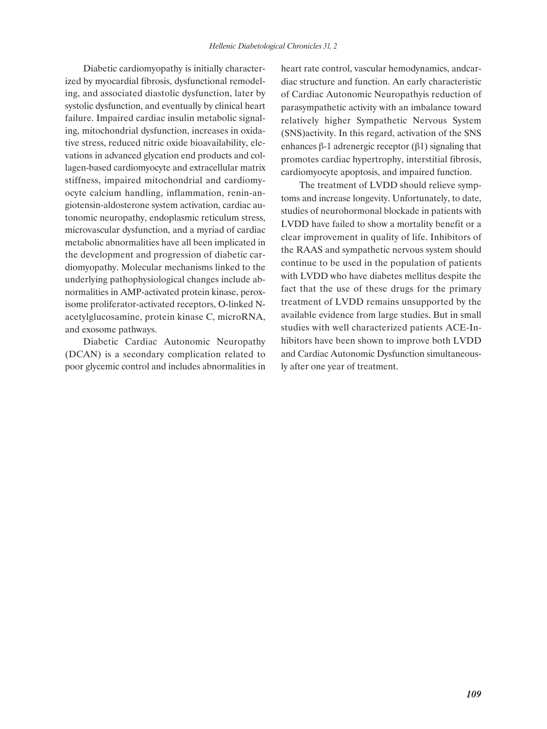Diabetic cardiomyopathy is initially characterized by myocardial fibrosis, dysfunctional remodeling, and associated diastolic dysfunction, later by systolic dysfunction, and eventually by clinical heart failure. Impaired cardiac insulin metabolic signaling, mitochondrial dysfunction, increases in oxidative stress, reduced nitric oxide bioavailability, elevations in advanced glycation end products and collagen-based cardiomyocyte and extracellular matrix stiffness, impaired mitochondrial and cardiomyocyte calcium handling, inflammation, renin-angiotensin-aldosterone system activation, cardiac autonomic neuropathy, endoplasmic reticulum stress, microvascular dysfunction, and a myriad of cardiac metabolic abnormalities have all been implicated in the development and progression of diabetic cardiomyopathy. Molecular mechanisms linked to the underlying pathophysiological changes include abnormalities in AMP-activated protein kinase, peroxisome proliferator-activated receptors, O-linked N-acetylglucosamine, protein kinase C, microRNA, and exosome pathways.

Diabetic Cardiac Autonomic Neuropathy (DCAN) is a secondary complication related to poor glycemic control and includes abnormalities in heart rate control, vascular hemodynamics, andcardiac structure and function. An early characteristic of Cardiac Autonomic Neuropathyis reduction of parasympathetic activity with an imbalance toward relatively higher Sympathetic Nervous System (SNS)activity. In this regard, activation of the SNS enhances β-1 adrenergic receptor (β1) signaling that promotes cardiac hypertrophy, interstitial fibrosis, cardiomyocyte apoptosis, and impaired function.

The treatment of LVDD should relieve symptoms and increase longevity. Unfortunately, to date, studies of neurohormonal blockade in patients with LVDD have failed to show a mortality benefit or a clear improvement in quality of life. Inhibitors of the RAAS and sympathetic nervous system should continue to be used in the population of patients with LVDD who have diabetes mellitus despite the fact that the use of these drugs for the primary treatment of LVDD remains unsupported by the available evidence from large studies. But in small studies with well characterized patients ACE-Inhibitors have been shown to improve both LVDD and Cardiac Autonomic Dysfunction simultaneously after one year of treatment.